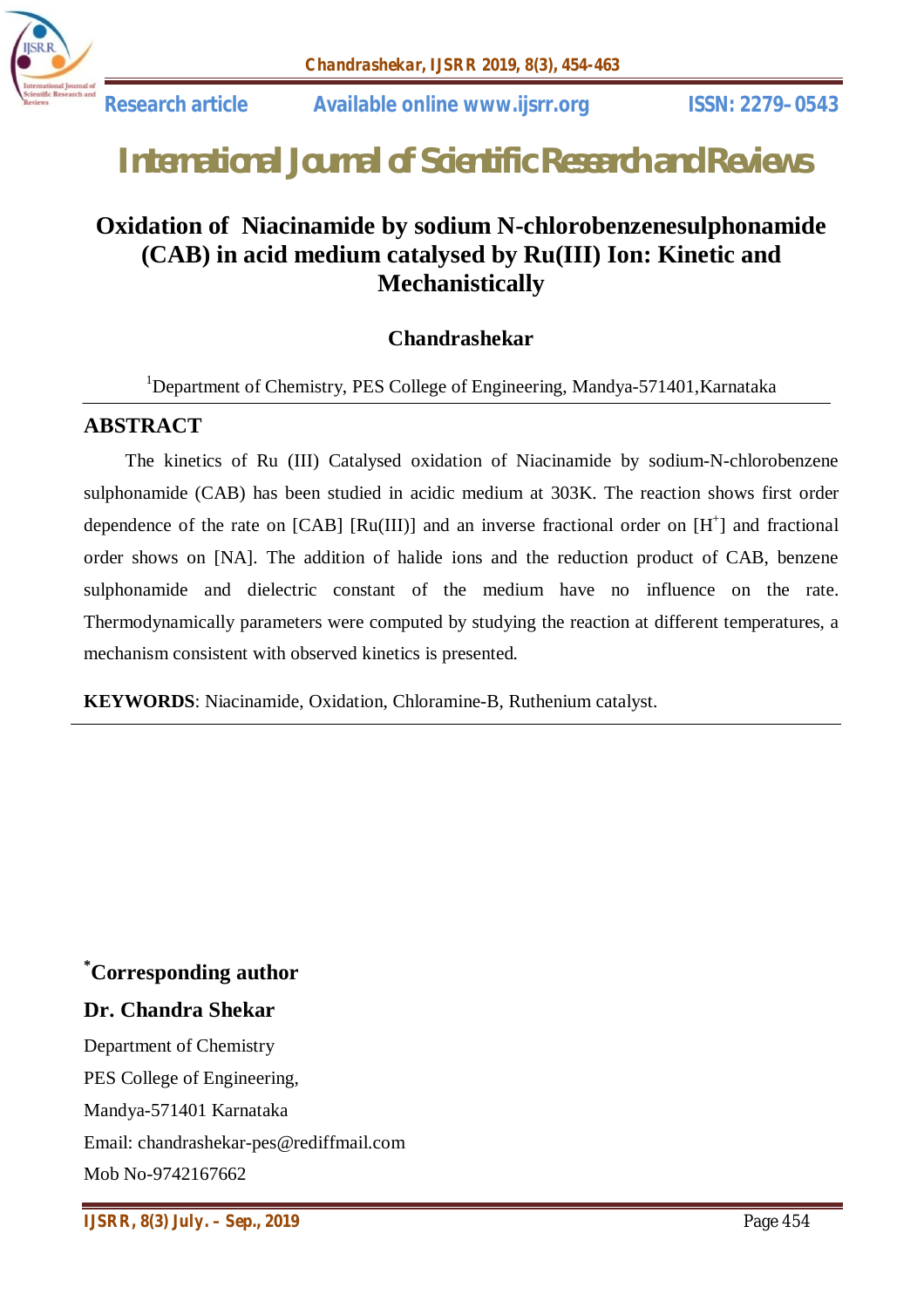Research article Available online www.ijsrr.org ISSN: 2279–0543

# International Journal of Scientific Research and Reviews

## Oxidation of Niacinamide by sodium N-chlorobenzenesulphonamide (CAB) in acid medium catalysed by Ru(III) Ion: Kinetic and Mechanistically

**Chandrashekar**

[1]Department of Chemistry, PES College of Engineering, Mandya-571401,Karnataka

## ABSTRACT

The kinetics of Ru (III) Catalysed oxidation of Niacinamide by sodium-N-chlorobenzene sulphonamide (CAB) has been studied in acidic medium at 303K. The reaction shows first order dependence of the rate on [CAB] [Ru(III)] and an inverse fractional order on $[H^+]$ and fractional order shows on [NA]. The addition of halide ions and the reduction product of CAB, benzene sulphonamide and dielectric constant of the medium have no influence on the rate. Thermodynamically parameters were computed by studying the reaction at different temperatures, a mechanism consistent with observed kinetics is presented.

**KEYWORDS**: Niacinamide, Oxidation, Chloramine-B, Ruthenium catalyst.

**[*]Corresponding author**

**Dr. Chandra Shekar**

Department of Chemistry

PES College of Engineering,

Mandya-571401 Karnataka

Email: chandrashekar-pes@rediffmail.com

Mob No-9742167662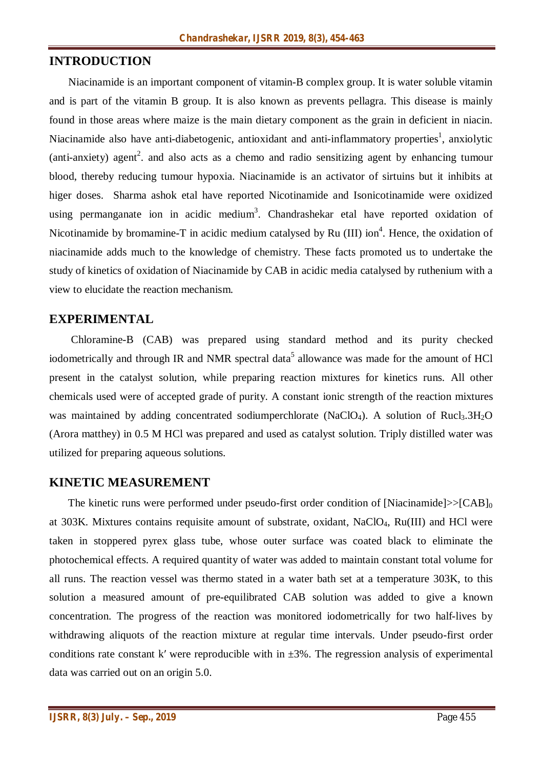## INTRODUCTION

Niacinamide is an important component of vitamin-B complex group. It is water soluble vitamin and is part of the vitamin B group. It is also known as prevents pellagra. This disease is mainly found in those areas where maize is the main dietary component as the grain in deficient in niacin. Niacinamide also have anti-diabetogenic, antioxidant and anti-inflammatory properties[1], anxiolytic (anti-anxiety) agent[2]. and also acts as a chemo and radio sensitizing agent by enhancing tumour blood, thereby reducing tumour hypoxia. Niacinamide is an activator of sirtuins but it inhibits at higer doses. Sharma ashok etal have reported Nicotinamide and Isonicotinamide were oxidized using permanganate ion in acidic medium[3]. Chandrashekar etal have reported oxidation of Nicotinamide by bromamine-T in acidic medium catalysed by Ru (III) ion[4]. Hence, the oxidation of niacinamide adds much to the knowledge of chemistry. These facts promoted us to undertake the study of kinetics of oxidation of Niacinamide by CAB in acidic media catalysed by ruthenium with a view to elucidate the reaction mechanism.

## EXPERIMENTAL

Chloramine-B (CAB) was prepared using standard method and its purity checked iodometrically and through IR and NMR spectral data[5] allowance was made for the amount of HCl present in the catalyst solution, while preparing reaction mixtures for kinetics runs. All other chemicals used were of accepted grade of purity. A constant ionic strength of the reaction mixtures was maintained by adding concentrated sodiumperchlorate ($NaClO_4$). A solution of $Rucl_3.3H_2O$ (Arora matthey) in 0.5 M HCl was prepared and used as catalyst solution. Triply distilled water was utilized for preparing aqueous solutions.

## KINETIC MEASUREMENT

The kinetic runs were performed under pseudo-first order condition of [Niacinamide]>>$[CAB]_0$ at 303K. Mixtures contains requisite amount of substrate, oxidant, $NaClO_4$, Ru(III) and HCl were taken in stoppered pyrex glass tube, whose outer surface was coated black to eliminate the photochemical effects. A required quantity of water was added to maintain constant total volume for all runs. The reaction vessel was thermo stated in a water bath set at a temperature 303K, to this solution a measured amount of pre-equilibrated CAB solution was added to give a known concentration. The progress of the reaction was monitored iodometrically for two half-lives by withdrawing aliquots of the reaction mixture at regular time intervals. Under pseudo-first order conditions rate constant k′ were reproducible with in ±3%. The regression analysis of experimental data was carried out on an origin 5.0.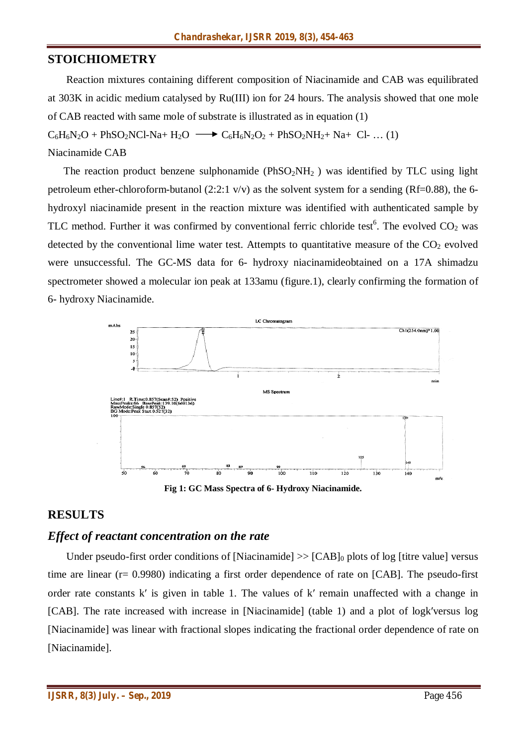## STOICHIOMETRY

Reaction mixtures containing different composition of Niacinamide and CAB was equilibrated at 303K in acidic medium catalysed by Ru(III) ion for 24 hours. The analysis showed that one mole of CAB reacted with same mole of substrate is illustrated as in equation (1)

$$C_6H_6N_2O + PhSO_2NCl\text{-}Na + H_2O \longrightarrow C_6H_6N_2O_2 + PhSO_2NH_2 + Na + Cl^- \ldots (1)$$

Niacinamide CAB

The reaction product benzene sulphonamide ($PhSO_2NH_2$ ) was identified by TLC using light petroleum ether-chloroform-butanol (2:2:1 v/v) as the solvent system for a sending (Rf=0.88), the 6-hydroxyl niacinamide present in the reaction mixture was identified with authenticated sample by TLC method. Further it was confirmed by conventional ferric chloride test[6]. The evolved $CO_2$ was detected by the conventional lime water test. Attempts to quantitative measure of the $CO_2$ evolved were unsuccessful. The GC-MS data for 6- hydroxy niacinamideobtained on a 17A shimadzu spectrometer showed a molecular ion peak at 133amu (figure.1), clearly confirming the formation of 6- hydroxy Niacinamide.

**Fig 1: GC Mass Spectra of 6- Hydroxy Niacinamide.**

## RESULTS

### *Effect of reactant concentration on the rate*

Under pseudo-first order conditions of [Niacinamide] >> $[CAB]_0$ plots of log [titre value] versus time are linear (r= 0.9980) indicating a first order dependence of rate on [CAB]. The pseudo-first order rate constants k′ is given in table 1. The values of k′ remain unaffected with a change in [CAB]. The rate increased with increase in [Niacinamide] (table 1) and a plot of logk′versus log [Niacinamide] was linear with fractional slopes indicating the fractional order dependence of rate on [Niacinamide].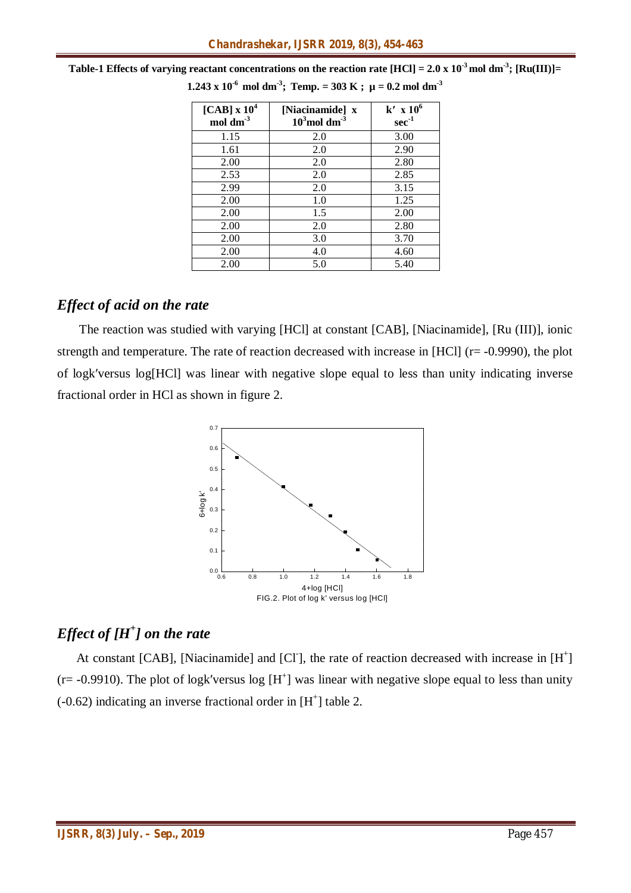**Table-1 Effects of varying reactant concentrations on the reaction rate [HCl] = $2.0 \times 10^{-3}$ mol dm$^{-3}$; [Ru(III)]= $1.243 \times 10^{-6}$ mol dm$^{-3}$; Temp. = 303 K ; $\mu$ = 0.2 mol dm$^{-3}$**

| [CAB] x $10^4$ mol dm$^{-3}$ | [Niacinamide] x $10^3$mol dm$^{-3}$ | k′ x $10^6$ sec$^{-1}$ |
|---|---|---|
| 1.15 | 2.0 | 3.00 |
| 1.61 | 2.0 | 2.90 |
| 2.00 | 2.0 | 2.80 |
| 2.53 | 2.0 | 2.85 |
| 2.99 | 2.0 | 3.15 |
| 2.00 | 1.0 | 1.25 |
| 2.00 | 1.5 | 2.00 |
| 2.00 | 2.0 | 2.80 |
| 2.00 | 3.0 | 3.70 |
| 2.00 | 4.0 | 4.60 |
| 2.00 | 5.0 | 5.40 |

## *Effect of acid on the rate*

The reaction was studied with varying [HCl] at constant [CAB], [Niacinamide], [Ru (III)], ionic strength and temperature. The rate of reaction decreased with increase in [HCl] (r= -0.9990), the plot of logk′versus log[HCl] was linear with negative slope equal to less than unity indicating inverse fractional order in HCl as shown in figure 2.

FIG.2. Plot of log k' versus log [HCl]

## *Effect of [$H^+$] on the rate*

At constant [CAB], [Niacinamide] and [$Cl^-$], the rate of reaction decreased with increase in [$H^+$] (r= -0.9910). The plot of logk′versus log [$H^+$] was linear with negative slope equal to less than unity (-0.62) indicating an inverse fractional order in [$H^+$] table 2.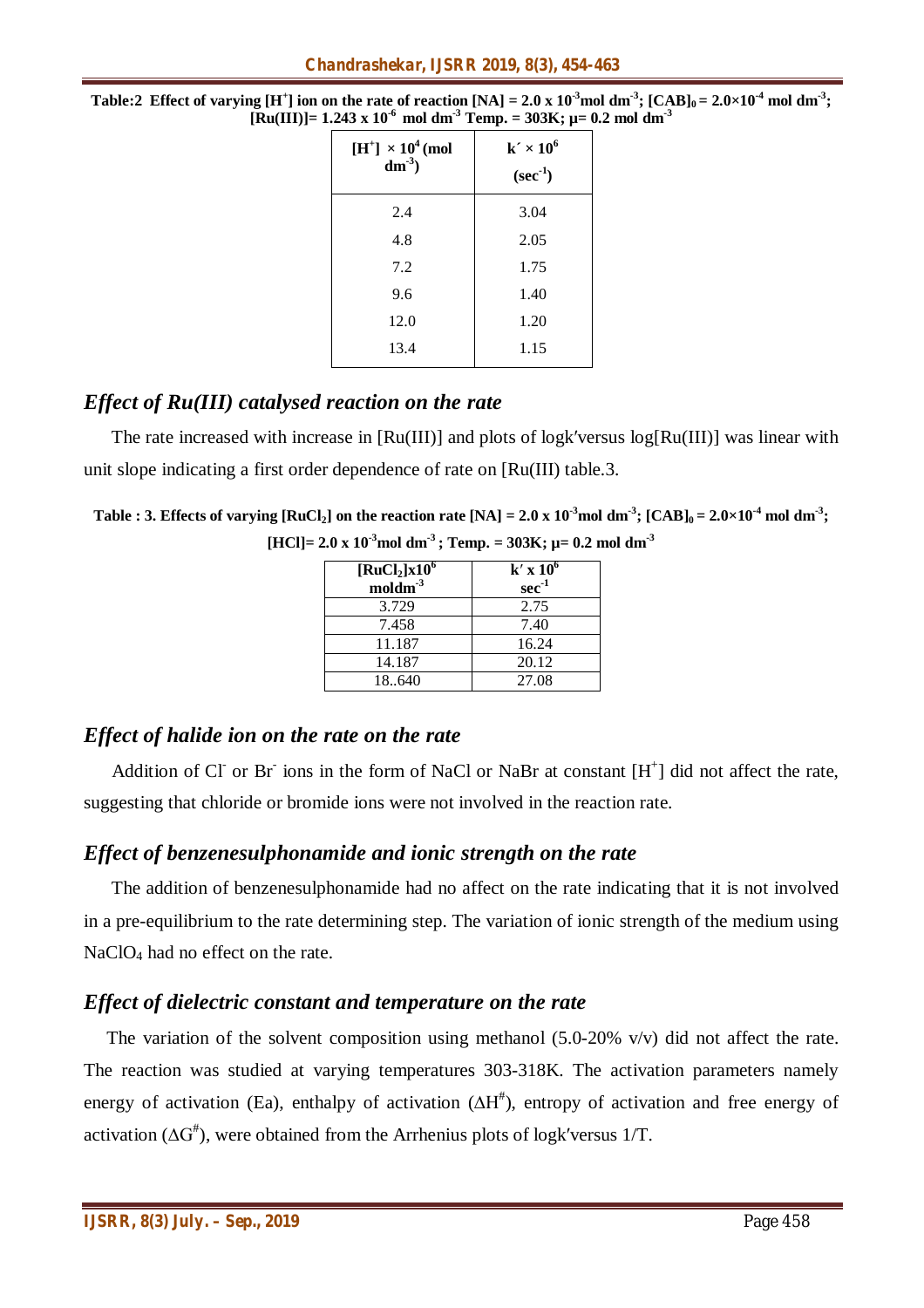**Table:2 Effect of varying $[H^+]$ ion on the rate of reaction $[NA] = 2.0 \times 10^{-3}$ mol dm$^{-3}$; $[CAB]_0 = 2.0\times10^{-4}$ mol dm$^{-3}$; $[Ru(III)] = 1.243 \times 10^{-6}$ mol dm$^{-3}$ Temp. = 303K; μ= 0.2 mol dm$^{-3}$**

| $[H^+] \times 10^4$ (mol dm$^{-3}$) | $k' \times 10^6$ (sec$^{-1}$) |
|---|---|
| 2.4 | 3.04 |
| 4.8 | 2.05 |
| 7.2 | 1.75 |
| 9.6 | 1.40 |
| 12.0 | 1.20 |
| 13.4 | 1.15 |

## *Effect of Ru(III) catalysed reaction on the rate*

The rate increased with increase in [Ru(III)] and plots of logk′versus log[Ru(III)] was linear with unit slope indicating a first order dependence of rate on [Ru(III) table.3.

**Table : 3. Effects of varying $[RuCl_2]$ on the reaction rate $[NA] = 2.0 \times 10^{-3}$mol dm$^{-3}$; $[CAB]_0 = 2.0\times10^{-4}$ mol dm$^{-3}$; $[HCl] = 2.0 \times 10^{-3}$mol dm$^{-3}$ ; Temp. = 303K; μ= 0.2 mol dm$^{-3}$**

| $[RuCl_2]\times10^6$ moldm$^{-3}$ | $k' \times 10^6$ sec$^{-1}$ |
|---|---|
| 3.729 | 2.75 |
| 7.458 | 7.40 |
| 11.187 | 16.24 |
| 14.187 | 20.12 |
| 18..640 | 27.08 |

## *Effect of halide ion on the rate on the rate*

Addition of $Cl^-$ or $Br^-$ ions in the form of NaCl or NaBr at constant $[H^+]$ did not affect the rate, suggesting that chloride or bromide ions were not involved in the reaction rate.

## *Effect of benzenesulphonamide and ionic strength on the rate*

The addition of benzenesulphonamide had no affect on the rate indicating that it is not involved in a pre-equilibrium to the rate determining step. The variation of ionic strength of the medium using $NaClO_4$ had no effect on the rate.

## *Effect of dielectric constant and temperature on the rate*

The variation of the solvent composition using methanol (5.0-20% v/v) did not affect the rate. The reaction was studied at varying temperatures 303-318K. The activation parameters namely energy of activation (Ea), enthalpy of activation ($\Delta H^{\#}$), entropy of activation and free energy of activation ($\Delta G^{\#}$), were obtained from the Arrhenius plots of logk′versus 1/T.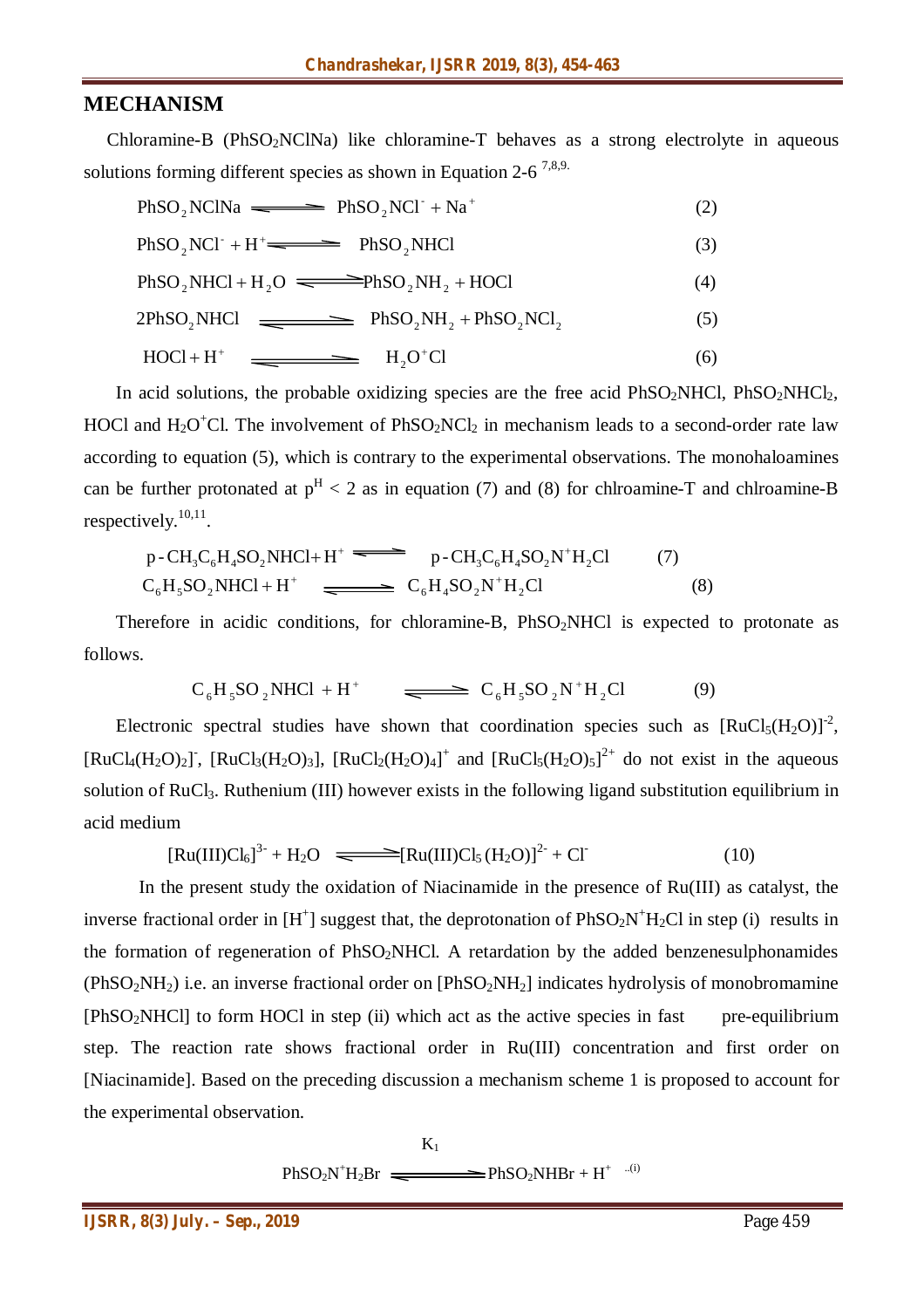## MECHANISM

Chloramine-B ($PhSO_2NClNa$) like chloramine-T behaves as a strong electrolyte in aqueous solutions forming different species as shown in Equation 2-6 [7,8,9].

$$PhSO_2NClNa \rightleftharpoons PhSO_2NCl^- + Na^+ \quad (2)$$

$$PhSO_2NCl^- + H^+ \rightleftharpoons PhSO_2NHCl \quad (3)$$

$$PhSO_2NHCl + H_2O \rightleftharpoons PhSO_2NH_2 + HOCl \quad (4)$$

$$2PhSO_2NHCl \rightleftharpoons PhSO_2NH_2 + PhSO_2NCl_2 \quad (5)$$

$$HOCl + H^+ \rightleftharpoons H_2O^+Cl \quad (6)$$

In acid solutions, the probable oxidizing species are the free acid $PhSO_2NHCl$, $PhSO_2NHCl_2$, HOCl and $H_2O^+Cl$. The involvement of $PhSO_2NCl_2$ in mechanism leads to a second-order rate law according to equation (5), which is contrary to the experimental observations. The monohaloamines can be further protonated at $p^H < 2$ as in equation (7) and (8) for chlroamine-T and chlroamine-B respectively.[10,11].

$$p\text{-}CH_3C_6H_4SO_2NHCl + H^+ \rightleftharpoons p\text{-}CH_3C_6H_4SO_2N^+H_2Cl \quad (7)$$

$$C_6H_5SO_2NHCl + H^+ \rightleftharpoons C_6H_4SO_2N^+H_2Cl \quad (8)$$

Therefore in acidic conditions, for chloramine-B, $PhSO_2NHCl$ is expected to protonate as follows.

$$C_6H_5SO_2NHCl + H^+ \rightleftharpoons C_6H_5SO_2N^+H_2Cl \quad (9)$$

Electronic spectral studies have shown that coordination species such as $[RuCl_5(H_2O)]^{-2}$, $[RuCl_4(H_2O)_2]^-$, $[RuCl_3(H_2O)_3]$, $[RuCl_2(H_2O)_4]^+$ and $[RuCl_5(H_2O)_5]^{2+}$ do not exist in the aqueous solution of $RuCl_3$. Ruthenium (III) however exists in the following ligand substitution equilibrium in acid medium

$$[Ru(III)Cl_6]^{3-} + H_2O \rightleftharpoons [Ru(III)Cl_5(H_2O)]^{2-} + Cl^- \quad (10)$$

In the present study the oxidation of Niacinamide in the presence of Ru(III) as catalyst, the inverse fractional order in $[H^+]$ suggest that, the deprotonation of $PhSO_2N^+H_2Cl$ in step (i) results in the formation of regeneration of $PhSO_2NHCl$. A retardation by the added benzenesulphonamides ($PhSO_2NH_2$) i.e. an inverse fractional order on $[PhSO_2NH_2]$ indicates hydrolysis of monobromamine $[PhSO_2NHCl]$ to form HOCl in step (ii) which act as the active species in fast pre-equilibrium step. The reaction rate shows fractional order in Ru(III) concentration and first order on [Niacinamide]. Based on the preceding discussion a mechanism scheme 1 is proposed to account for the experimental observation.

$$PhSO_2N^+H_2Br \overset{K_1}{\rightleftharpoons} PhSO_2NHBr + H^+ \quad ...(i)$$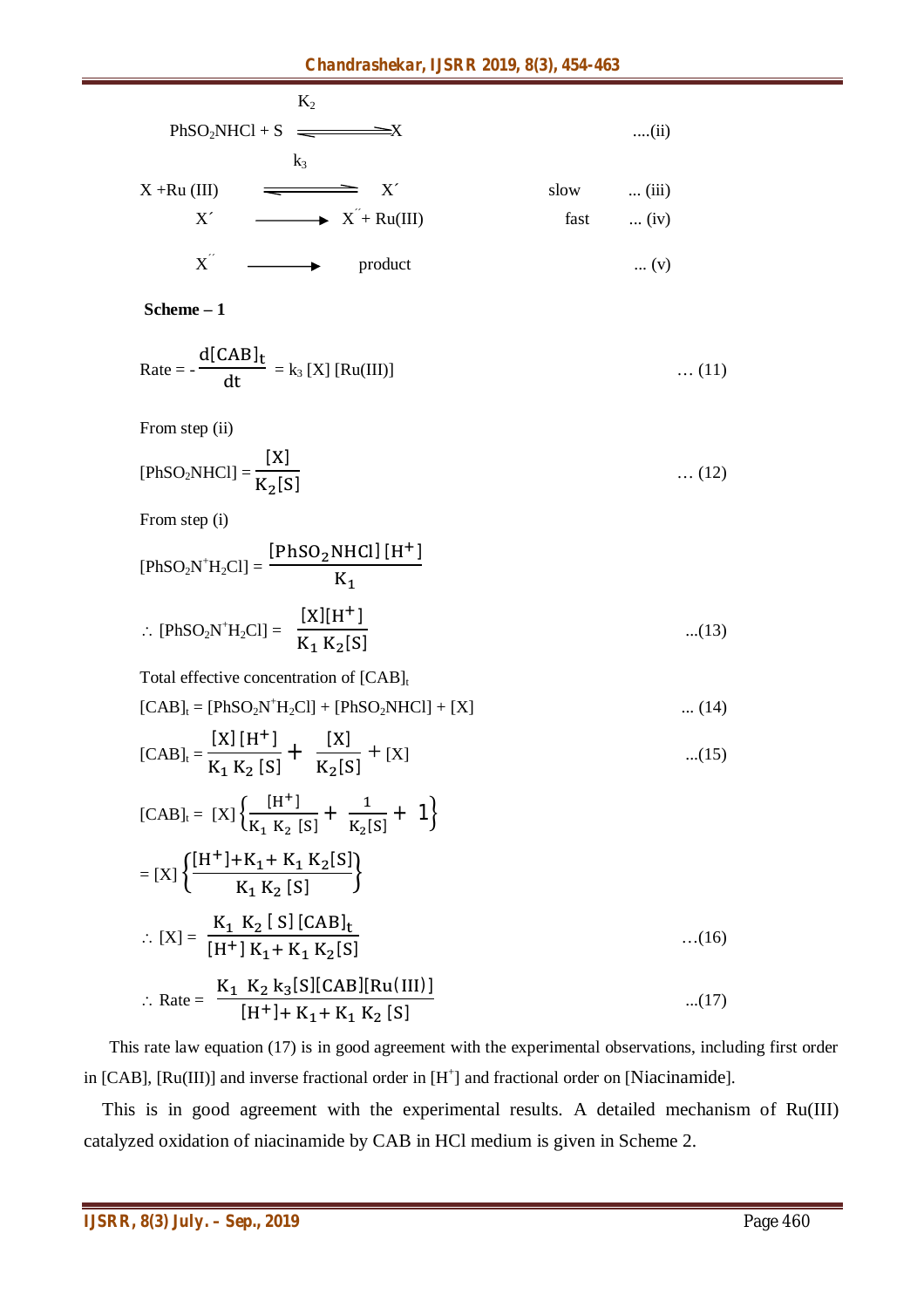$$PhSO_2NHCl + S \overset{K_2}{\rightleftharpoons} X \qquad \text{....(ii)}$$

$$X + Ru(III) \overset{k_3}{\rightleftharpoons} X' \qquad \text{slow} \qquad \text{... (iii)}$$

$$X' \longrightarrow X'' + Ru(III) \qquad \text{fast} \qquad \text{... (iv)}$$

$$X'' \longrightarrow \text{product} \qquad \text{... (v)}$$

**Scheme – 1**

$$\text{Rate} = -\frac{d[CAB]_t}{dt} = k_3\,[X]\,[Ru(III)] \qquad \text{… (11)}$$

From step (ii)

$$[PhSO_2NHCl] = \frac{[X]}{K_2[S]} \qquad \text{… (12)}$$

From step (i)

$$[PhSO_2N^+H_2Cl] = \frac{[PhSO_2NHCl]\,[H^+]}{K_1}$$

$$\therefore\ [PhSO_2N^+H_2Cl] = \frac{[X][H^+]}{K_1\,K_2[S]} \qquad \text{...(13)}$$

Total effective concentration of $[CAB]_t$

$$[CAB]_t = [PhSO_2N^+H_2Cl] + [PhSO_2NHCl] + [X] \qquad \text{... (14)}$$

$$[CAB]_t = \frac{[X]\,[H^+]}{K_1\,K_2\,[S]} + \frac{[X]}{K_2[S]} + [X] \qquad \text{...(15)}$$

$$[CAB]_t = [X]\left\{\frac{[H^+]}{K_1\;K_2\;[S]} + \frac{1}{K_2[S]} + 1\right\}$$

$$= [X]\left\{\frac{[H^+] + K_1 + K_1\,K_2[S]}{K_1\,K_2\,[S]}\right\}$$

$$\therefore\ [X] = \frac{K_1\;K_2\,[\,S]\,[CAB]_t}{[H^+]\,K_1 + K_1\,K_2[S]} \qquad \text{…(16)}$$

$$\therefore\ \text{Rate} = \frac{K_1\;K_2\,k_3[S][CAB][Ru(III)]}{[H^+] + K_1 + K_1\,K_2\,[S]} \qquad \text{...(17)}$$

This rate law equation (17) is in good agreement with the experimental observations, including first order in [CAB], [Ru(III)] and inverse fractional order in $[H^+]$ and fractional order on [Niacinamide].

This is in good agreement with the experimental results. A detailed mechanism of Ru(III) catalyzed oxidation of niacinamide by CAB in HCl medium is given in Scheme 2.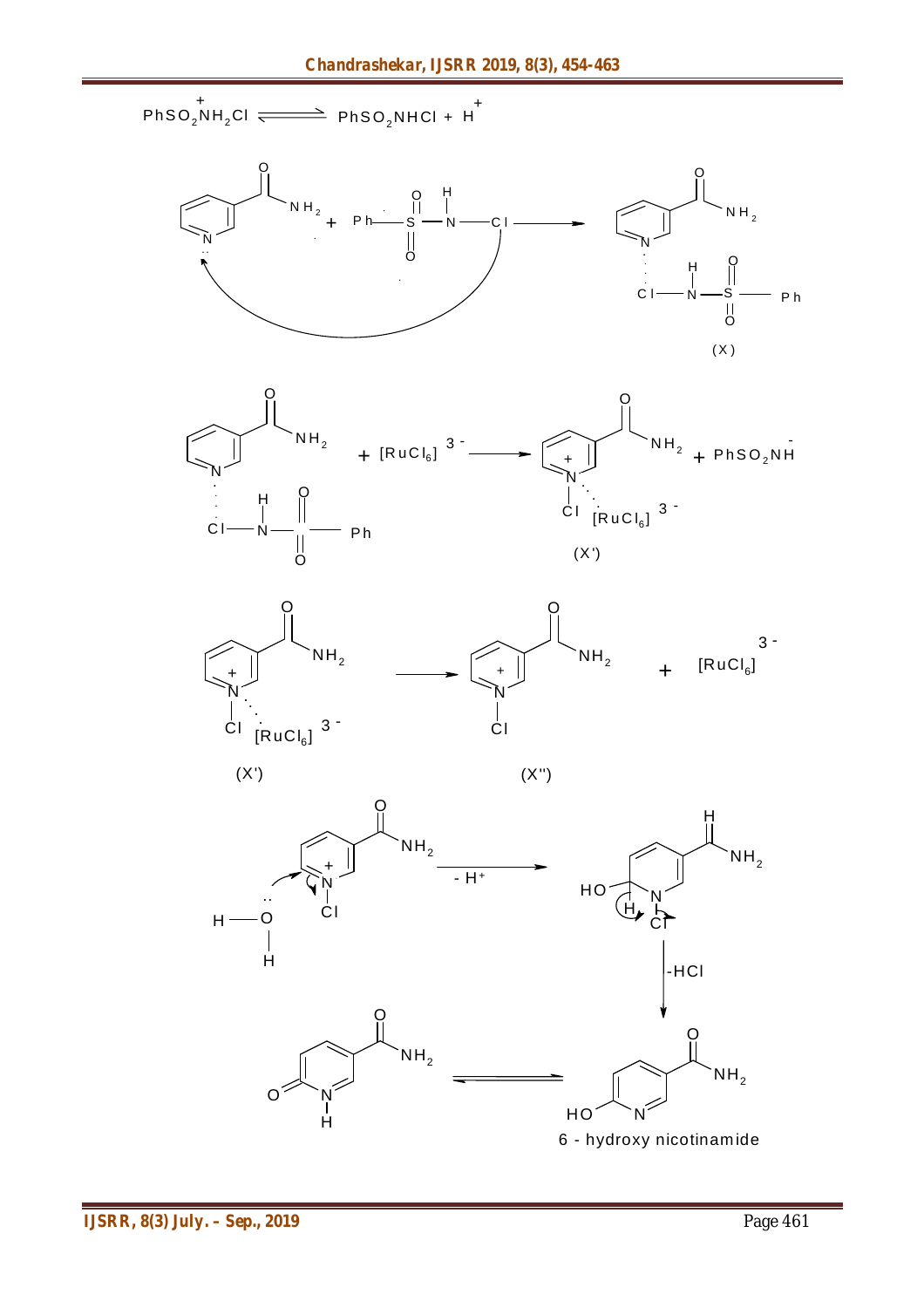$$PhSO_2\overset{+}{N}H_2Cl \rightleftharpoons PhSO_2NHCl + H^+$$

(X)

$$+ [RuCl_6]^{3-} \longrightarrow + PhSO_2NH^-$$

(X')

(X') $\longrightarrow$ (X'') $+ [RuCl_6]^{3-}$

$- H^+$

$-HCl$

6 - hydroxy nicotinamide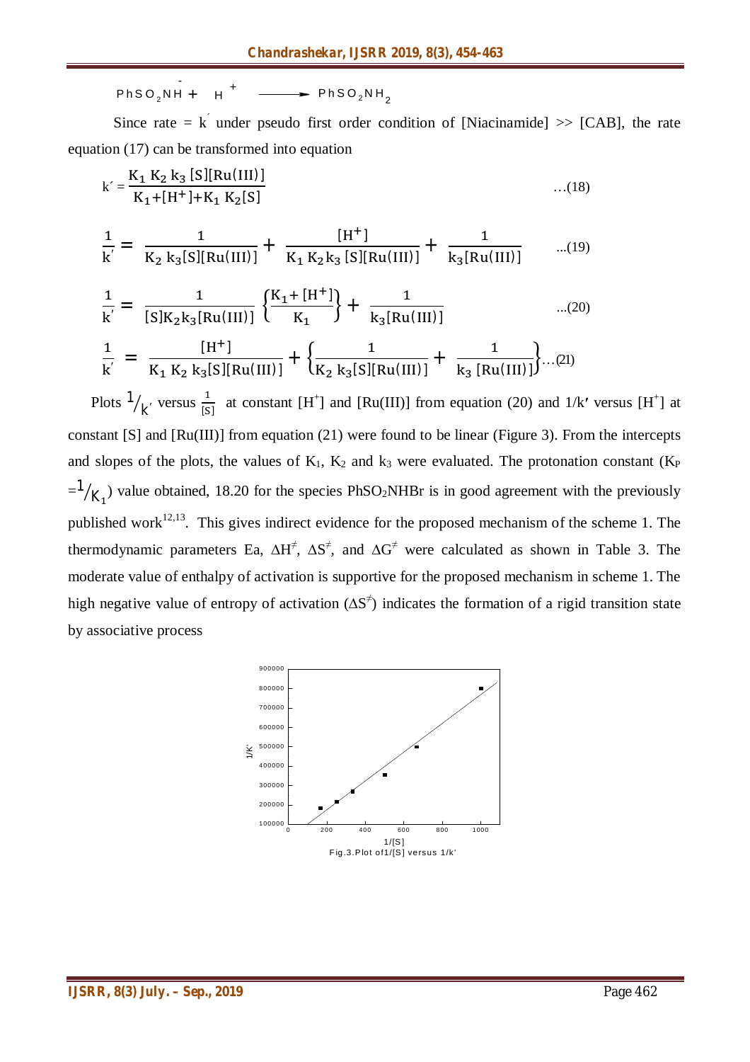$$PhSO_2NH^- + H^+ \longrightarrow PhSO_2NH_2$$

Since rate = $k'$ under pseudo first order condition of [Niacinamide] >> [CAB], the rate equation (17) can be transformed into equation

$$k' = \frac{K_1\,K_2\,k_3\,[S][Ru(III)]}{K_1+[H^+]+K_1\,K_2[S]} \quad \text{...(18)}$$

$$\frac{1}{k'} = \frac{1}{K_2\,k_3[S][Ru(III)]} + \frac{[H^+]}{K_1\,K_2 k_3\,[S][Ru(III)]} + \frac{1}{k_3[Ru(III)]} \quad \text{...(19)}$$

$$\frac{1}{k'} = \frac{1}{[S]K_2k_3[Ru(III)]}\left\{\frac{K_1+[H^+]}{K_1}\right\} + \frac{1}{k_3[Ru(III)]} \quad \text{...(20)}$$

$$\frac{1}{k'} = \frac{[H^+]}{K_1\,K_2\,k_3[S][Ru(III)]} + \left\{\frac{1}{K_2\,k_3[S][Ru(III)]} + \frac{1}{k_3\,[Ru(III)]}\right\} \text{...(21)}$$

Plots $1/k'$ versus $\frac{1}{[S]}$ at constant $[H^+]$ and [Ru(III)] from equation (20) and $1/k'$ versus $[H^+]$ at constant [S] and [Ru(III)] from equation (21) were found to be linear (Figure 3). From the intercepts and slopes of the plots, the values of $K_1$, $K_2$ and $k_3$ were evaluated. The protonation constant ($K_P = 1/K_1$) value obtained, 18.20 for the species $PhSO_2NHBr$ is in good agreement with the previously published work[12,13]. This gives indirect evidence for the proposed mechanism of the scheme 1. The thermodynamic parameters Ea, $\Delta H^{\neq}$, $\Delta S^{\neq}$, and $\Delta G^{\neq}$ were calculated as shown in Table 3. The moderate value of enthalpy of activation is supportive for the proposed mechanism in scheme 1. The high negative value of entropy of activation ($\Delta S^{\neq}$) indicates the formation of a rigid transition state by associative process

Fig.3.Plot of1/[S] versus 1/k'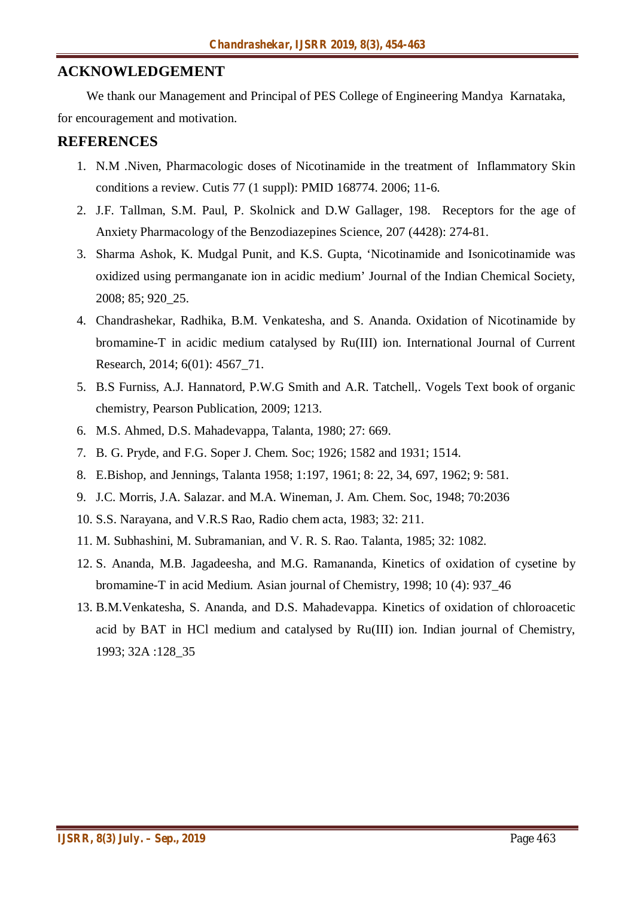## ACKNOWLEDGEMENT

We thank our Management and Principal of PES College of Engineering Mandya Karnataka, for encouragement and motivation.

## REFERENCES

1. N.M .Niven, Pharmacologic doses of Nicotinamide in the treatment of Inflammatory Skin conditions a review. Cutis 77 (1 suppl): PMID 168774. 2006; 11-6.
2. J.F. Tallman, S.M. Paul, P. Skolnick and D.W Gallager, 198. Receptors for the age of Anxiety Pharmacology of the Benzodiazepines Science, 207 (4428): 274-81.
3. Sharma Ashok, K. Mudgal Punit, and K.S. Gupta, 'Nicotinamide and Isonicotinamide was oxidized using permanganate ion in acidic medium' Journal of the Indian Chemical Society, 2008; 85; 920_25.
4. Chandrashekar, Radhika, B.M. Venkatesha, and S. Ananda. Oxidation of Nicotinamide by bromamine-T in acidic medium catalysed by Ru(III) ion. International Journal of Current Research, 2014; 6(01): 4567_71.
5. B.S Furniss, A.J. Hannatord, P.W.G Smith and A.R. Tatchell,. Vogels Text book of organic chemistry, Pearson Publication, 2009; 1213.
6. M.S. Ahmed, D.S. Mahadevappa, Talanta, 1980; 27: 669.
7. B. G. Pryde, and F.G. Soper J. Chem. Soc; 1926; 1582 and 1931; 1514.
8. E.Bishop, and Jennings, Talanta 1958; 1:197, 1961; 8: 22, 34, 697, 1962; 9: 581.
9. J.C. Morris, J.A. Salazar. and M.A. Wineman, J. Am. Chem. Soc, 1948; 70:2036
10. S.S. Narayana, and V.R.S Rao, Radio chem acta, 1983; 32: 211.
11. M. Subhashini, M. Subramanian, and V. R. S. Rao. Talanta, 1985; 32: 1082.
12. S. Ananda, M.B. Jagadeesha, and M.G. Ramananda, Kinetics of oxidation of cysetine by bromamine-T in acid Medium. Asian journal of Chemistry, 1998; 10 (4): 937_46
13. B.M.Venkatesha, S. Ananda, and D.S. Mahadevappa. Kinetics of oxidation of chloroacetic acid by BAT in HCl medium and catalysed by Ru(III) ion. Indian journal of Chemistry, 1993; 32A :128_35